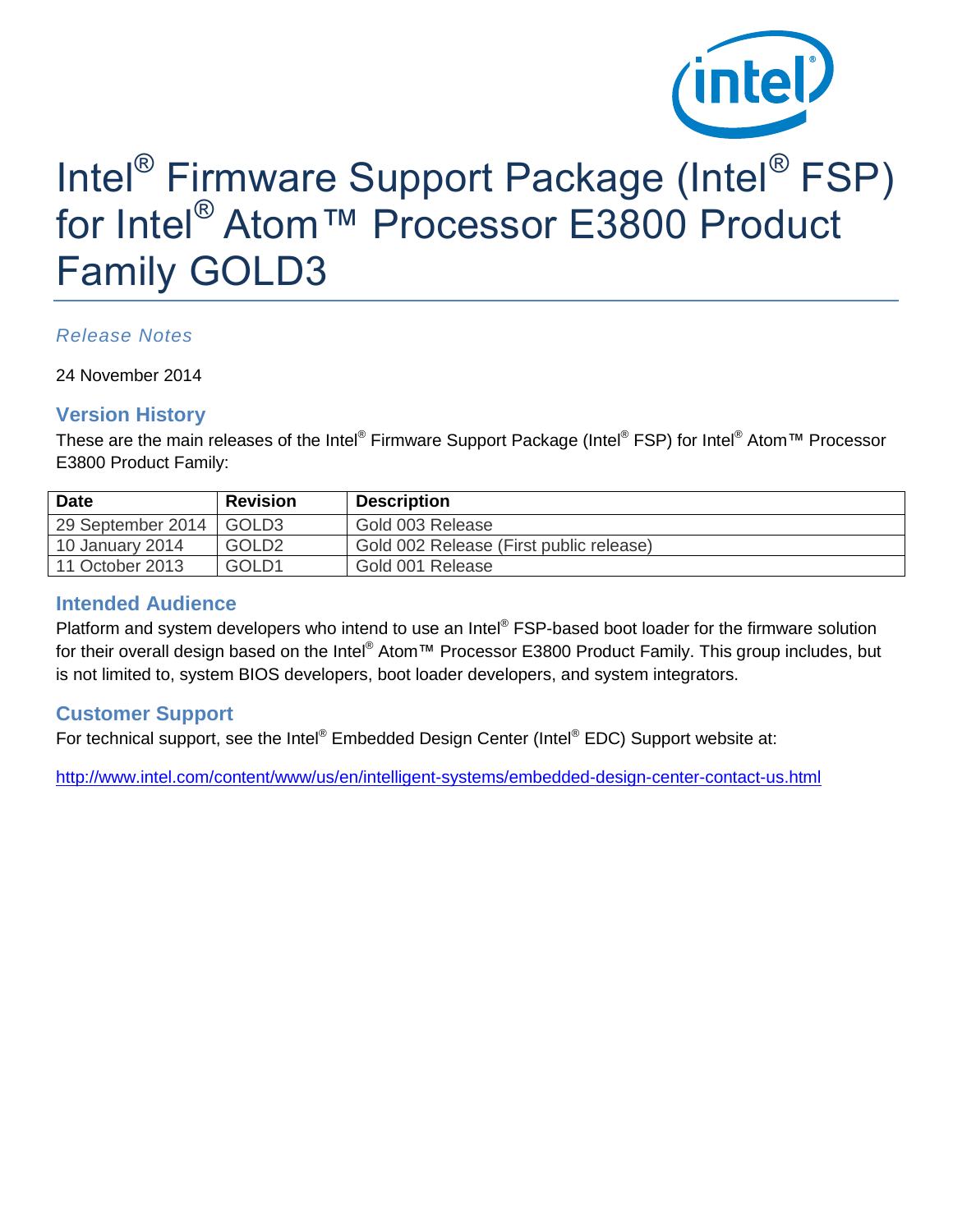# Intel® Firmware Support Package (Intel® FSP) for Intel® Atom™ Processor E3800 Product Family GOLD3

*Release Notes*

24 November 2014

## Version History

These are the main releases of the Intel® Firmware Support Package (Intel® FSP) for Intel® Atom™ Processor E3800 Product Family:

| Date | Revision | Description |
| --- | --- | --- |
| 29 September 2014 | GOLD3 | Gold 003 Release |
| 10 January 2014 | GOLD2 | Gold 002 Release (First public release) |
| 11 October 2013 | GOLD1 | Gold 001 Release |

## Intended Audience

Platform and system developers who intend to use an Intel® FSP-based boot loader for the firmware solution for their overall design based on the Intel® Atom™ Processor E3800 Product Family. This group includes, but is not limited to, system BIOS developers, boot loader developers, and system integrators.

## Customer Support

For technical support, see the Intel® Embedded Design Center (Intel® EDC) Support website at:

http://www.intel.com/content/www/us/en/intelligent-systems/embedded-design-center-contact-us.html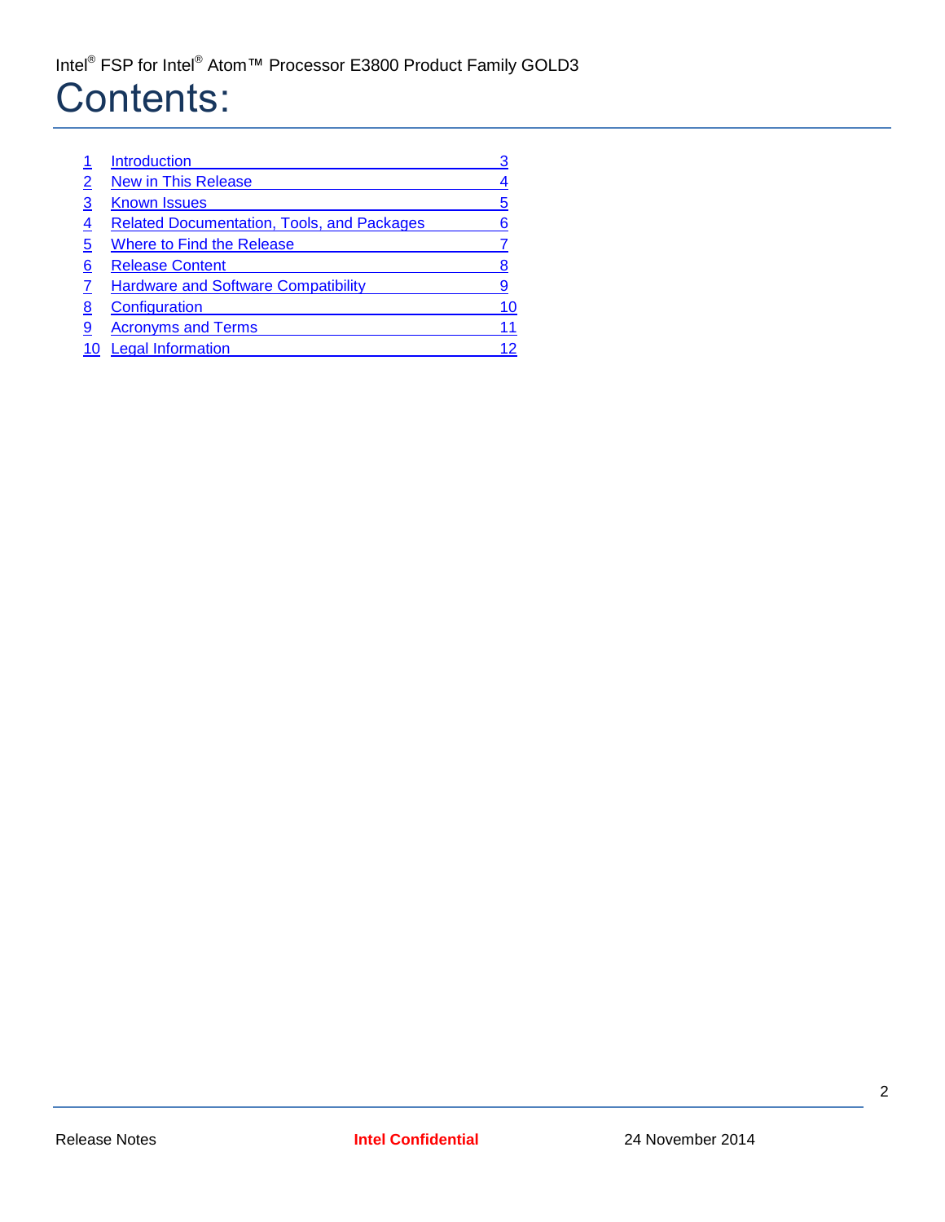# Contents:

| | | |
|---|---|---|
| 1 | Introduction | 3 |
| 2 | New in This Release | 4 |
| 3 | Known Issues | 5 |
| 4 | Related Documentation, Tools, and Packages | 6 |
| 5 | Where to Find the Release | 7 |
| 6 | Release Content | 8 |
| 7 | Hardware and Software Compatibility | 9 |
| 8 | Configuration | 10 |
| 9 | Acronyms and Terms | 11 |
| 10 | Legal Information | 12 |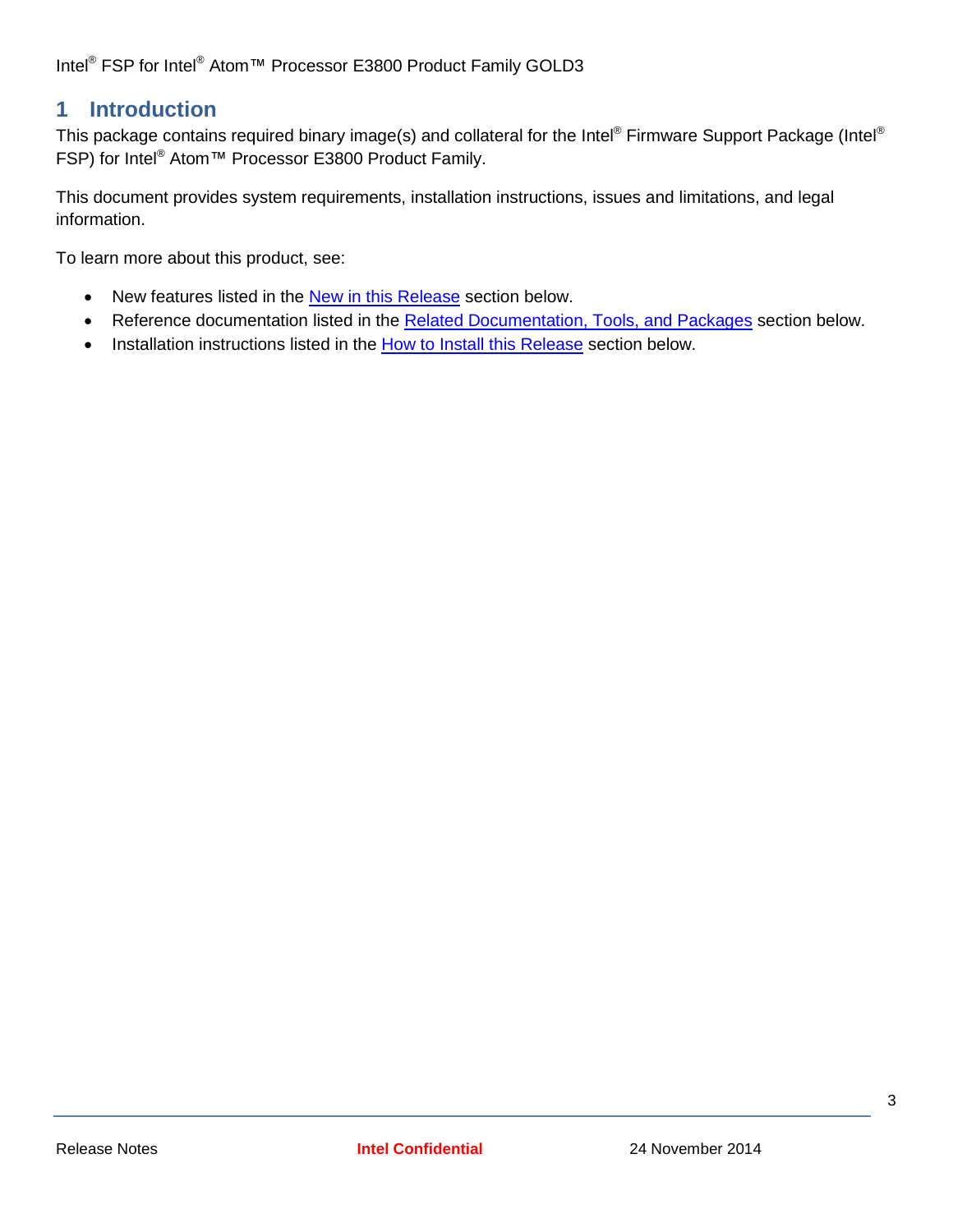# 1 Introduction

This package contains required binary image(s) and collateral for the Intel® Firmware Support Package (Intel® FSP) for Intel® Atom™ Processor E3800 Product Family.

This document provides system requirements, installation instructions, issues and limitations, and legal information.

To learn more about this product, see:

- New features listed in the New in this Release section below.
- Reference documentation listed in the Related Documentation, Tools, and Packages section below.
- Installation instructions listed in the How to Install this Release section below.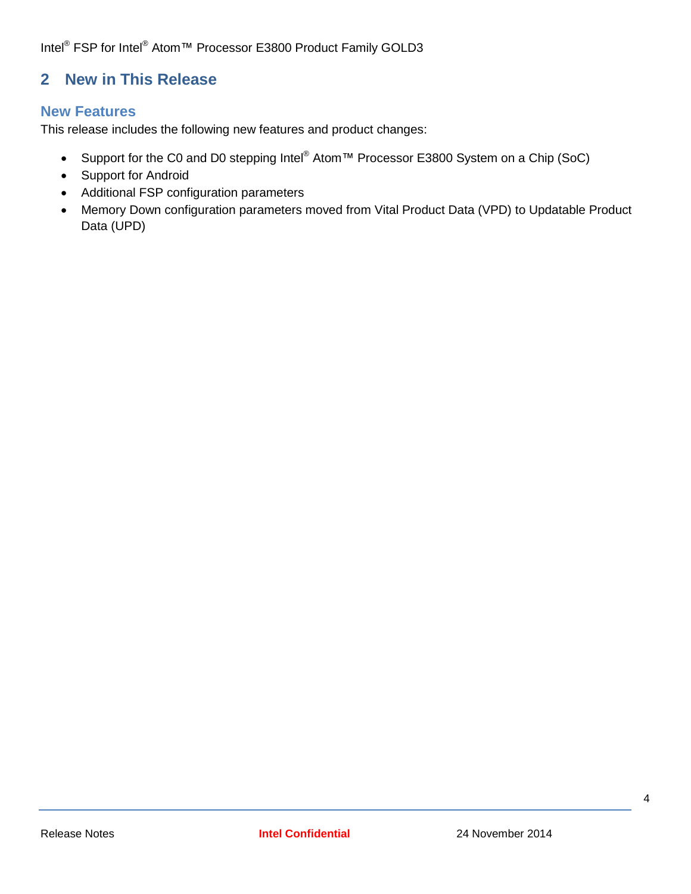# 2 New in This Release

## New Features

This release includes the following new features and product changes:

- Support for the C0 and D0 stepping Intel® Atom™ Processor E3800 System on a Chip (SoC)
- Support for Android
- Additional FSP configuration parameters
- Memory Down configuration parameters moved from Vital Product Data (VPD) to Updatable Product Data (UPD)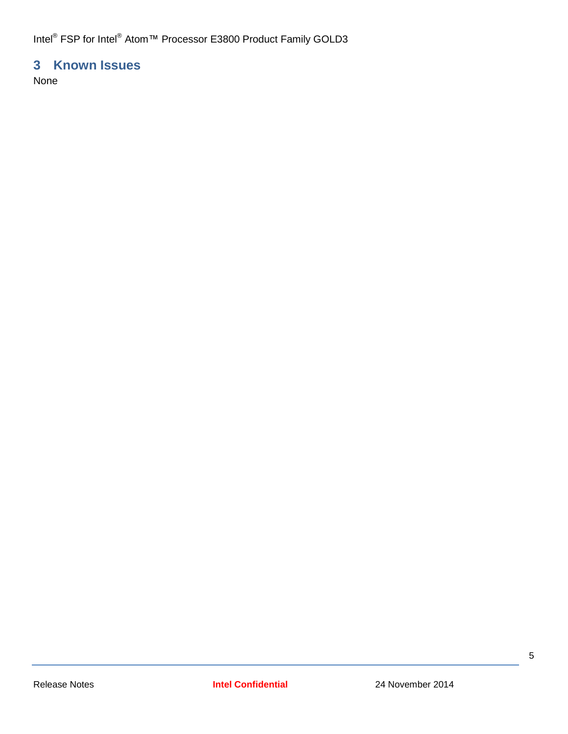# 3 Known Issues

None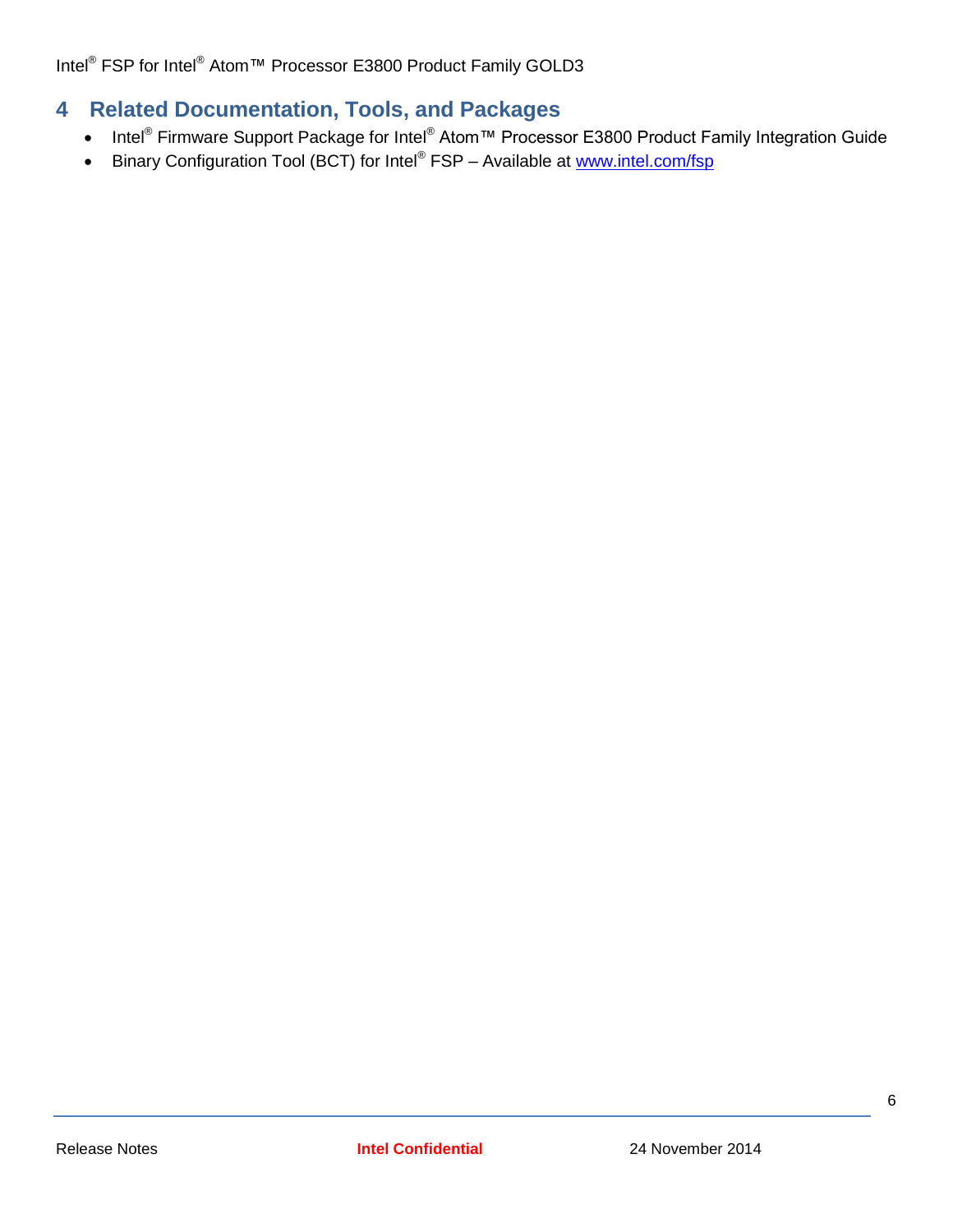# 4 Related Documentation, Tools, and Packages

- Intel® Firmware Support Package for Intel® Atom™ Processor E3800 Product Family Integration Guide
- Binary Configuration Tool (BCT) for Intel® FSP – Available at [www.intel.com/fsp](http://www.intel.com/fsp)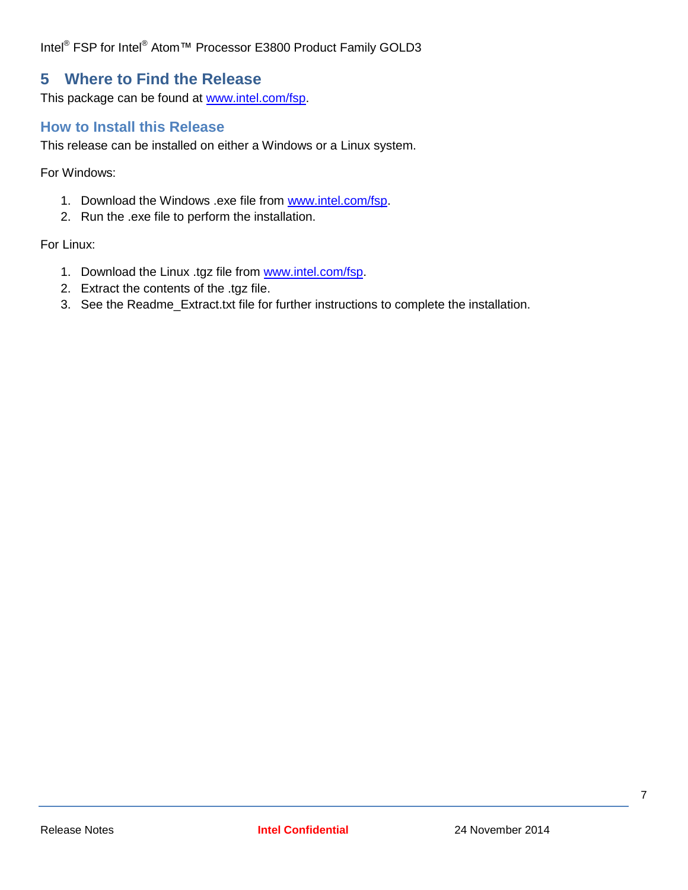# 5 Where to Find the Release

This package can be found at www.intel.com/fsp.

## How to Install this Release

This release can be installed on either a Windows or a Linux system.

For Windows:

1. Download the Windows .exe file from www.intel.com/fsp.
2. Run the .exe file to perform the installation.

For Linux:

1. Download the Linux .tgz file from www.intel.com/fsp.
2. Extract the contents of the .tgz file.
3. See the Readme_Extract.txt file for further instructions to complete the installation.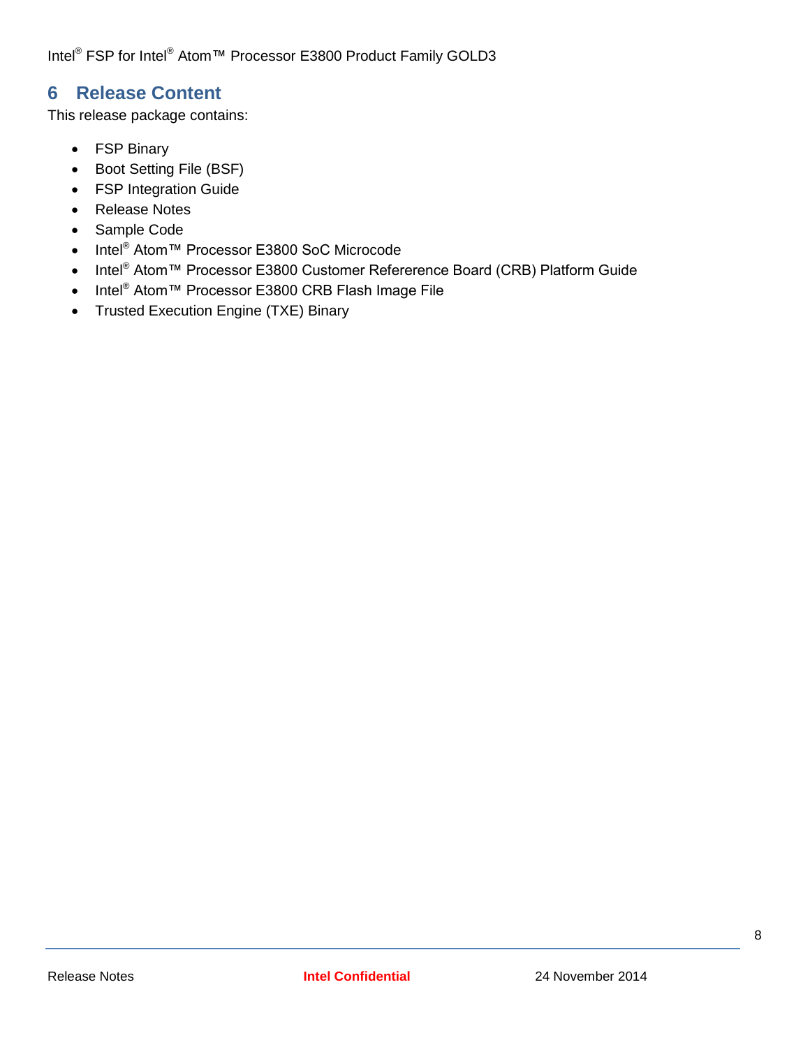# 6 Release Content

This release package contains:

- FSP Binary
- Boot Setting File (BSF)
- FSP Integration Guide
- Release Notes
- Sample Code
- Intel® Atom™ Processor E3800 SoC Microcode
- Intel® Atom™ Processor E3800 Customer Refererence Board (CRB) Platform Guide
- Intel® Atom™ Processor E3800 CRB Flash Image File
- Trusted Execution Engine (TXE) Binary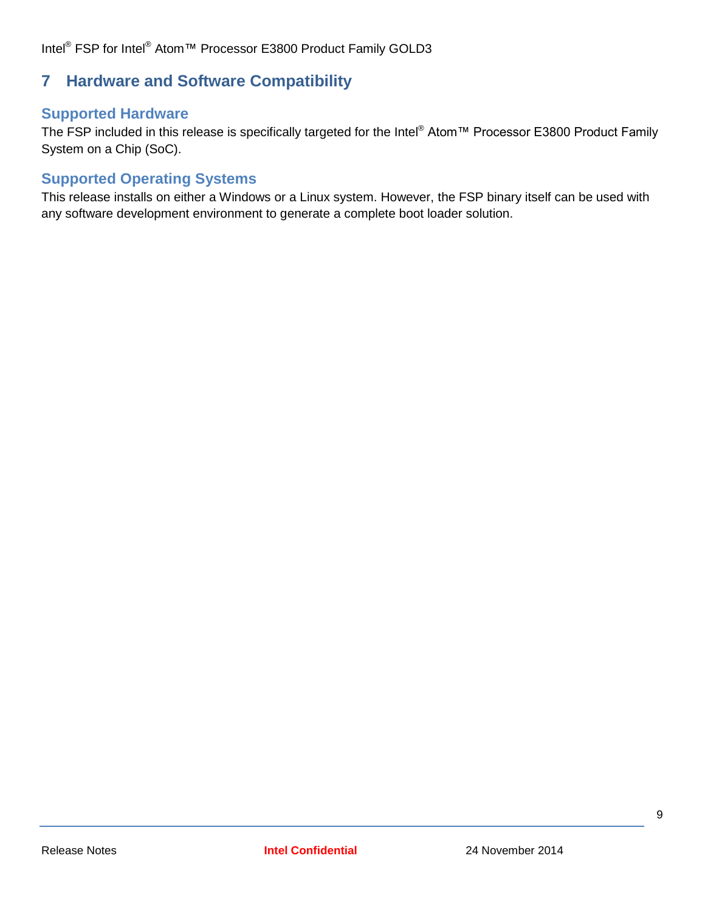# 7 Hardware and Software Compatibility

## Supported Hardware

The FSP included in this release is specifically targeted for the Intel® Atom™ Processor E3800 Product Family System on a Chip (SoC).

## Supported Operating Systems

This release installs on either a Windows or a Linux system. However, the FSP binary itself can be used with any software development environment to generate a complete boot loader solution.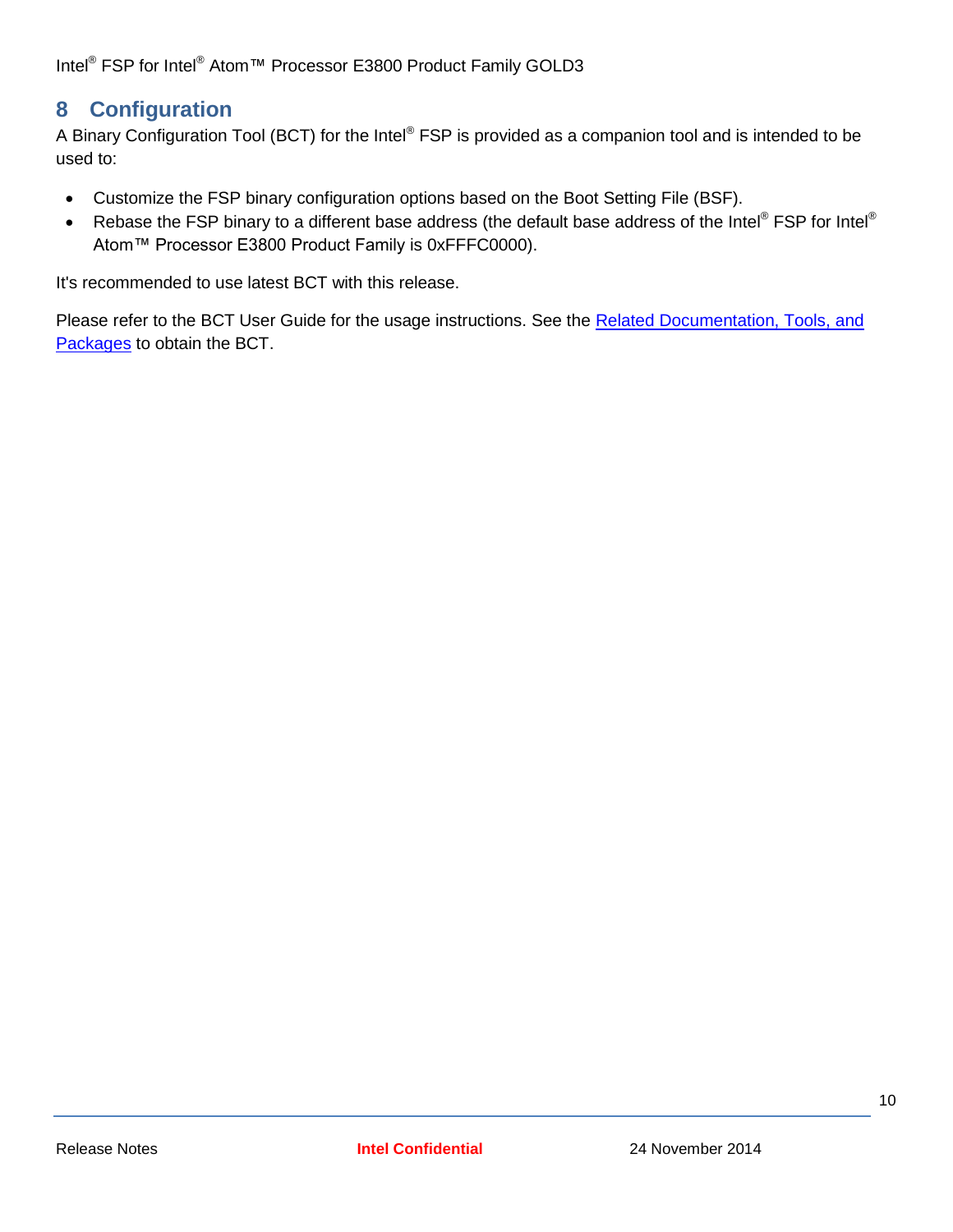## 8 Configuration

A Binary Configuration Tool (BCT) for the Intel® FSP is provided as a companion tool and is intended to be used to:

- Customize the FSP binary configuration options based on the Boot Setting File (BSF).
- Rebase the FSP binary to a different base address (the default base address of the Intel® FSP for Intel® Atom™ Processor E3800 Product Family is 0xFFFC0000).

It's recommended to use latest BCT with this release.

Please refer to the BCT User Guide for the usage instructions. See the Related Documentation, Tools, and Packages to obtain the BCT.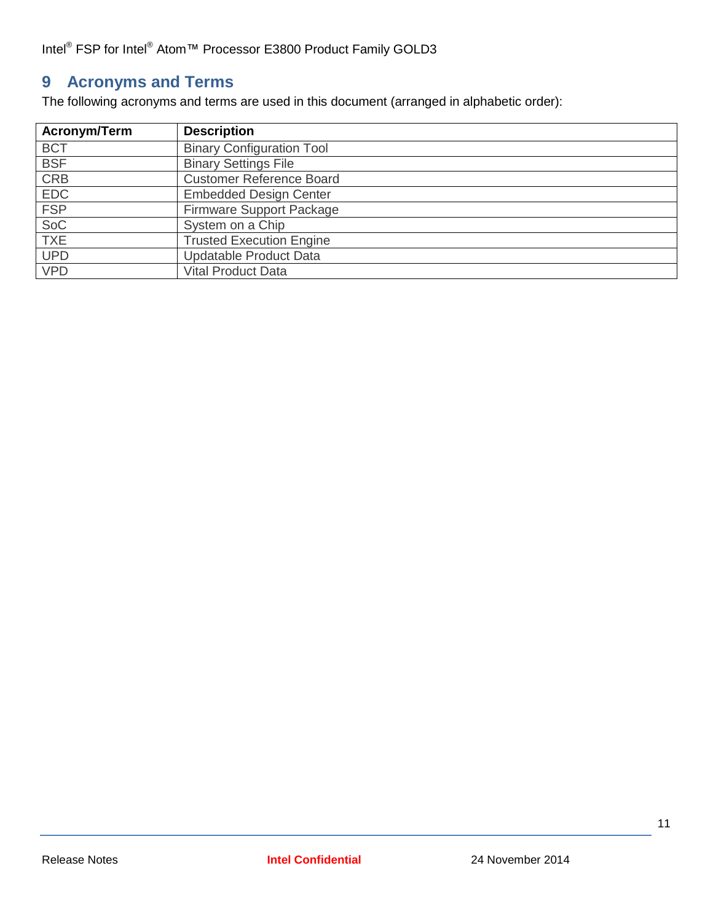# 9 Acronyms and Terms

The following acronyms and terms are used in this document (arranged in alphabetic order):

| Acronym/Term | Description |
|---|---|
| BCT | Binary Configuration Tool |
| BSF | Binary Settings File |
| CRB | Customer Reference Board |
| EDC | Embedded Design Center |
| FSP | Firmware Support Package |
| SoC | System on a Chip |
| TXE | Trusted Execution Engine |
| UPD | Updatable Product Data |
| VPD | Vital Product Data |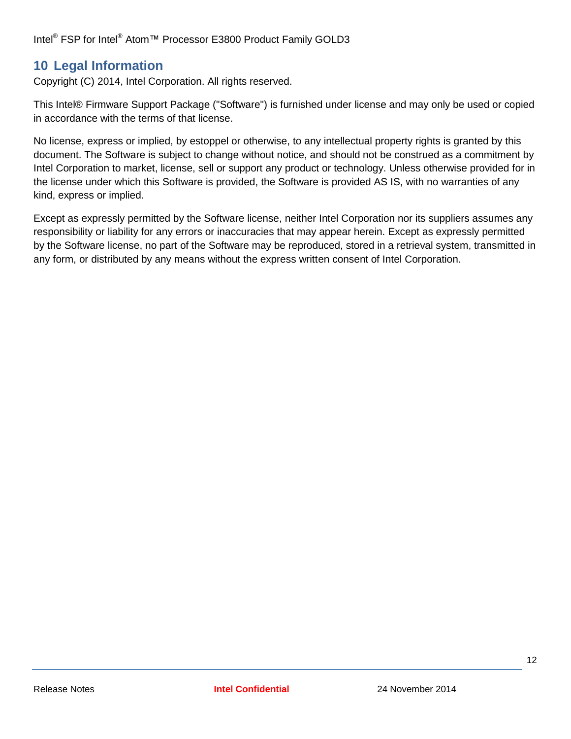# 10 Legal Information

Copyright (C) 2014, Intel Corporation. All rights reserved.

This Intel® Firmware Support Package ("Software") is furnished under license and may only be used or copied in accordance with the terms of that license.

No license, express or implied, by estoppel or otherwise, to any intellectual property rights is granted by this document. The Software is subject to change without notice, and should not be construed as a commitment by Intel Corporation to market, license, sell or support any product or technology. Unless otherwise provided for in the license under which this Software is provided, the Software is provided AS IS, with no warranties of any kind, express or implied.

Except as expressly permitted by the Software license, neither Intel Corporation nor its suppliers assumes any responsibility or liability for any errors or inaccuracies that may appear herein. Except as expressly permitted by the Software license, no part of the Software may be reproduced, stored in a retrieval system, transmitted in any form, or distributed by any means without the express written consent of Intel Corporation.